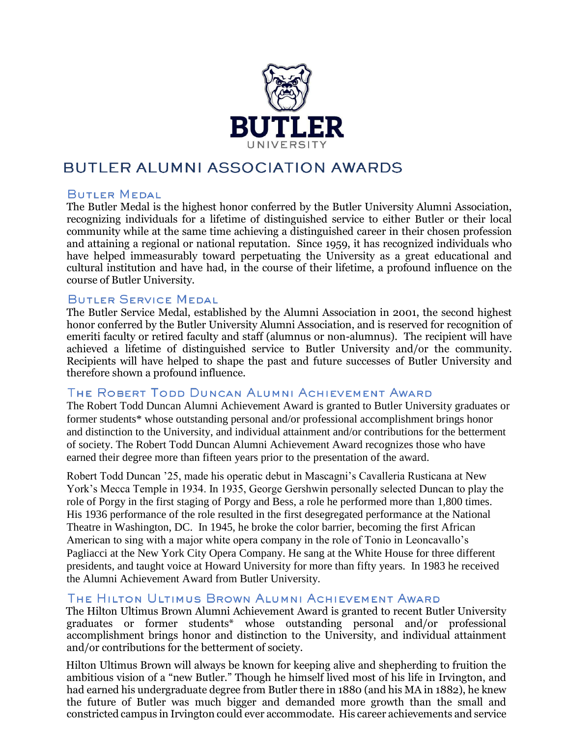BUTLER
UNIVERSITY

# BUTLER ALUMNI ASSOCIATION AWARDS

## Butler Medal

The Butler Medal is the highest honor conferred by the Butler University Alumni Association, recognizing individuals for a lifetime of distinguished service to either Butler or their local community while at the same time achieving a distinguished career in their chosen profession and attaining a regional or national reputation. Since 1959, it has recognized individuals who have helped immeasurably toward perpetuating the University as a great educational and cultural institution and have had, in the course of their lifetime, a profound influence on the course of Butler University.

## Butler Service Medal

The Butler Service Medal, established by the Alumni Association in 2001, the second highest honor conferred by the Butler University Alumni Association, and is reserved for recognition of emeriti faculty or retired faculty and staff (alumnus or non-alumnus). The recipient will have achieved a lifetime of distinguished service to Butler University and/or the community. Recipients will have helped to shape the past and future successes of Butler University and therefore shown a profound influence.

## The Robert Todd Duncan Alumni Achievement Award

The Robert Todd Duncan Alumni Achievement Award is granted to Butler University graduates or former students* whose outstanding personal and/or professional accomplishment brings honor and distinction to the University, and individual attainment and/or contributions for the betterment of society. The Robert Todd Duncan Alumni Achievement Award recognizes those who have earned their degree more than fifteen years prior to the presentation of the award.

Robert Todd Duncan '25, made his operatic debut in Mascagni's Cavalleria Rusticana at New York's Mecca Temple in 1934. In 1935, George Gershwin personally selected Duncan to play the role of Porgy in the first staging of Porgy and Bess, a role he performed more than 1,800 times. His 1936 performance of the role resulted in the first desegregated performance at the National Theatre in Washington, DC. In 1945, he broke the color barrier, becoming the first African American to sing with a major white opera company in the role of Tonio in Leoncavallo's Pagliacci at the New York City Opera Company. He sang at the White House for three different presidents, and taught voice at Howard University for more than fifty years. In 1983 he received the Alumni Achievement Award from Butler University.

## The Hilton Ultimus Brown Alumni Achievement Award

The Hilton Ultimus Brown Alumni Achievement Award is granted to recent Butler University graduates or former students* whose outstanding personal and/or professional accomplishment brings honor and distinction to the University, and individual attainment and/or contributions for the betterment of society.

Hilton Ultimus Brown will always be known for keeping alive and shepherding to fruition the ambitious vision of a "new Butler." Though he himself lived most of his life in Irvington, and had earned his undergraduate degree from Butler there in 1880 (and his MA in 1882), he knew the future of Butler was much bigger and demanded more growth than the small and constricted campus in Irvington could ever accommodate. His career achievements and service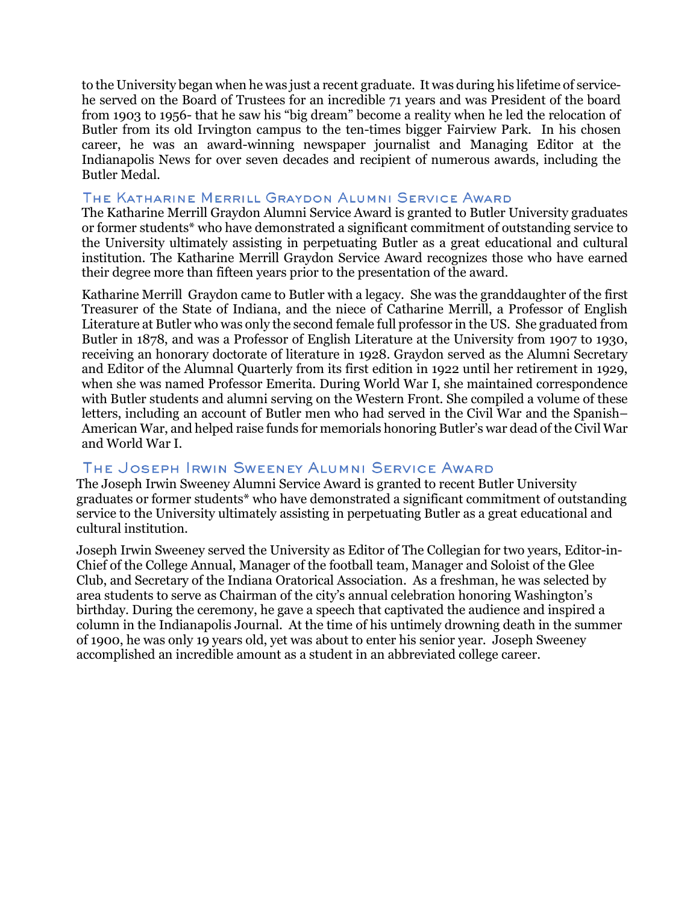to the University began when he was just a recent graduate. It was during his lifetime of service- he served on the Board of Trustees for an incredible 71 years and was President of the board from 1903 to 1956- that he saw his "big dream" become a reality when he led the relocation of Butler from its old Irvington campus to the ten-times bigger Fairview Park. In his chosen career, he was an award-winning newspaper journalist and Managing Editor at the Indianapolis News for over seven decades and recipient of numerous awards, including the Butler Medal.

## The Katharine Merrill Graydon Alumni Service Award

The Katharine Merrill Graydon Alumni Service Award is granted to Butler University graduates or former students* who have demonstrated a significant commitment of outstanding service to the University ultimately assisting in perpetuating Butler as a great educational and cultural institution. The Katharine Merrill Graydon Service Award recognizes those who have earned their degree more than fifteen years prior to the presentation of the award.

Katharine Merrill Graydon came to Butler with a legacy. She was the granddaughter of the first Treasurer of the State of Indiana, and the niece of Catharine Merrill, a Professor of English Literature at Butler who was only the second female full professor in the US. She graduated from Butler in 1878, and was a Professor of English Literature at the University from 1907 to 1930, receiving an honorary doctorate of literature in 1928. Graydon served as the Alumni Secretary and Editor of the Alumnal Quarterly from its first edition in 1922 until her retirement in 1929, when she was named Professor Emerita. During World War I, she maintained correspondence with Butler students and alumni serving on the Western Front. She compiled a volume of these letters, including an account of Butler men who had served in the Civil War and the Spanish–American War, and helped raise funds for memorials honoring Butler's war dead of the Civil War and World War I.

## The Joseph Irwin Sweeney Alumni Service Award

The Joseph Irwin Sweeney Alumni Service Award is granted to recent Butler University graduates or former students* who have demonstrated a significant commitment of outstanding service to the University ultimately assisting in perpetuating Butler as a great educational and cultural institution.

Joseph Irwin Sweeney served the University as Editor of The Collegian for two years, Editor-in-Chief of the College Annual, Manager of the football team, Manager and Soloist of the Glee Club, and Secretary of the Indiana Oratorical Association. As a freshman, he was selected by area students to serve as Chairman of the city's annual celebration honoring Washington's birthday. During the ceremony, he gave a speech that captivated the audience and inspired a column in the Indianapolis Journal. At the time of his untimely drowning death in the summer of 1900, he was only 19 years old, yet was about to enter his senior year. Joseph Sweeney accomplished an incredible amount as a student in an abbreviated college career.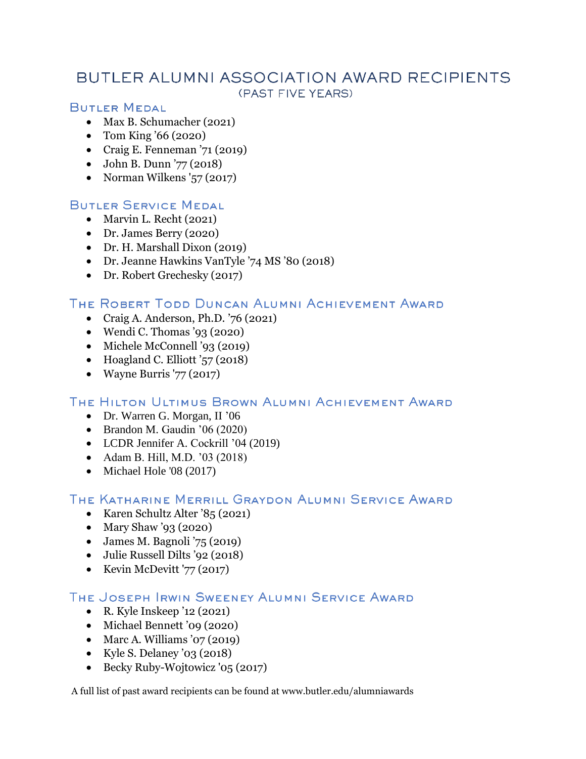# BUTLER ALUMNI ASSOCIATION AWARD RECIPIENTS

(PAST FIVE YEARS)

## Butler Medal

- Max B. Schumacher (2021)
- Tom King ’66 (2020)
- Craig E. Fenneman ’71 (2019)
- John B. Dunn ’77 (2018)
- Norman Wilkens '57 (2017)

## Butler Service Medal

- Marvin L. Recht (2021)
- Dr. James Berry (2020)
- Dr. H. Marshall Dixon (2019)
- Dr. Jeanne Hawkins VanTyle ’74 MS ’80 (2018)
- Dr. Robert Grechesky (2017)

## The Robert Todd Duncan Alumni Achievement Award

- Craig A. Anderson, Ph.D. ’76 (2021)
- Wendi C. Thomas ’93 (2020)
- Michele McConnell ’93 (2019)
- Hoagland C. Elliott ’57 (2018)
- Wayne Burris '77 (2017)

## The Hilton Ultimus Brown Alumni Achievement Award

- Dr. Warren G. Morgan, II ’06
- Brandon M. Gaudin ’06 (2020)
- LCDR Jennifer A. Cockrill ’04 (2019)
- Adam B. Hill, M.D. ’03 (2018)
- Michael Hole '08 (2017)

## The Katharine Merrill Graydon Alumni Service Award

- Karen Schultz Alter ’85 (2021)
- Mary Shaw ’93 (2020)
- James M. Bagnoli ’75 (2019)
- Julie Russell Dilts ’92 (2018)
- Kevin McDevitt '77 (2017)

## The Joseph Irwin Sweeney Alumni Service Award

- R. Kyle Inskeep ’12 (2021)
- Michael Bennett ’09 (2020)
- Marc A. Williams ’07 (2019)
- Kyle S. Delaney ’03 (2018)
- Becky Ruby-Wojtowicz '05 (2017)

A full list of past award recipients can be found at www.butler.edu/alumniawards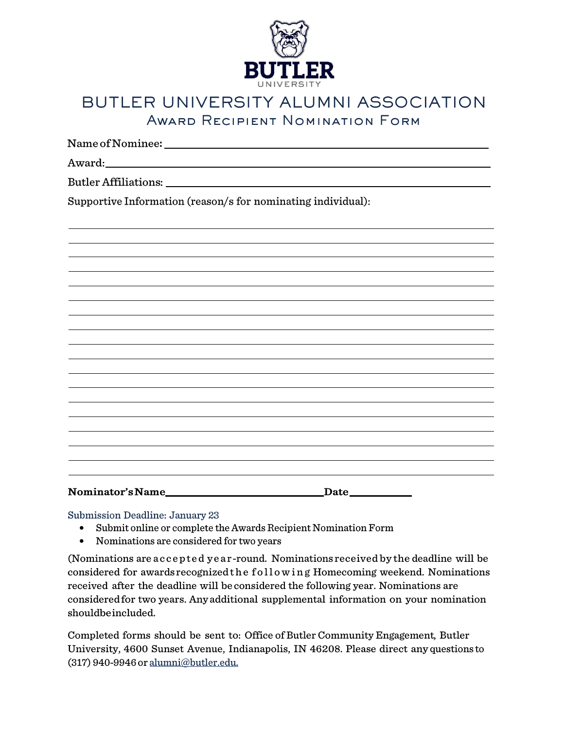BUTLER UNIVERSITY

# BUTLER UNIVERSITY ALUMNI ASSOCIATION

## Award Recipient Nomination Form

Name of Nominee: ______________________________________________

Award: ______________________________________________

Butler Affiliations: ______________________________________________

Supportive Information (reason/s for nominating individual):

______________________________________________

______________________________________________

______________________________________________

______________________________________________

______________________________________________

______________________________________________

______________________________________________

______________________________________________

______________________________________________

______________________________________________

______________________________________________

______________________________________________

______________________________________________

______________________________________________

______________________________________________

______________________________________________

______________________________________________

**Nominator's Name**______________________________**Date**__________

Submission Deadline: January 23

- Submit online or complete the Awards Recipient Nomination Form
- Nominations are considered for two years

(Nominations are accepted year-round. Nominations received by the deadline will be considered for awards recognized the following Homecoming weekend. Nominations received after the deadline will be considered the following year. Nominations are considered for two years. Any additional supplemental information on your nomination should be included.

Completed forms should be sent to: Office of Butler Community Engagement, Butler University, 4600 Sunset Avenue, Indianapolis, IN 46208. Please direct any questions to (317) 940-9946 or alumni@butler.edu.